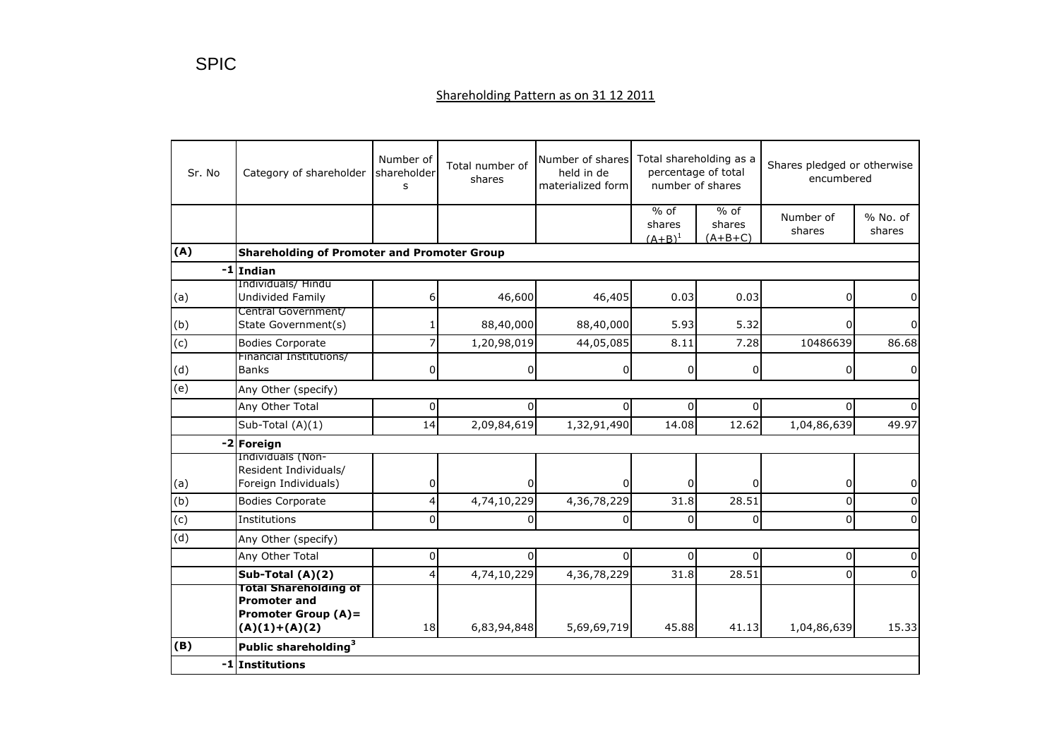SPIC

## Shareholding Pattern as on 31 12 2011

| Sr. No | Category of shareholder | Number of shareholders | Total number of shares | Number of shares held in de materialized form | Total shareholding as a percentage of total number of shares | | Shares pledged or otherwise encumbered | |
|---|---|---|---|---|---|---|---|---|
| | | | | | % of shares $(A+B)^1$ | % of shares (A+B+C) | Number of shares | % No. of shares |
| **(A)** | **Shareholding of Promoter and Promoter Group** | | | | | | | |
| -1 | **Indian** | | | | | | | |
| (a) | Individuals/ Hindu Undivided Family | 6 | 46,600 | 46,405 | 0.03 | 0.03 | 0 | 0 |
| (b) | Central Government/ State Government(s) | 1 | 88,40,000 | 88,40,000 | 5.93 | 5.32 | 0 | 0 |
| (c) | Bodies Corporate | 7 | 1,20,98,019 | 44,05,085 | 8.11 | 7.28 | 10486639 | 86.68 |
| (d) | Financial Institutions/ Banks | 0 | 0 | 0 | 0 | 0 | 0 | 0 |
| (e) | Any Other (specify) | | | | | | | |
| | Any Other Total | 0 | 0 | 0 | 0 | 0 | 0 | 0 |
| | Sub-Total (A)(1) | 14 | 2,09,84,619 | 1,32,91,490 | 14.08 | 12.62 | 1,04,86,639 | 49.97 |
| -2 | **Foreign** | | | | | | | |
| (a) | Individuals (Non-Resident Individuals/ Foreign Individuals) | 0 | 0 | 0 | 0 | 0 | 0 | 0 |
| (b) | Bodies Corporate | 4 | 4,74,10,229 | 4,36,78,229 | 31.8 | 28.51 | 0 | 0 |
| (c) | Institutions | 0 | 0 | 0 | 0 | 0 | 0 | 0 |
| (d) | Any Other (specify) | | | | | | | |
| | Any Other Total | 0 | 0 | 0 | 0 | 0 | 0 | 0 |
| | **Sub-Total (A)(2)** | 4 | 4,74,10,229 | 4,36,78,229 | 31.8 | 28.51 | 0 | 0 |
| | **Total Shareholding of Promoter and Promoter Group (A)= (A)(1)+(A)(2)** | 18 | 6,83,94,848 | 5,69,69,719 | 45.88 | 41.13 | 1,04,86,639 | 15.33 |
| **(B)** | **Public shareholding[3]** | | | | | | | |
| -1 | **Institutions** | | | | | | | |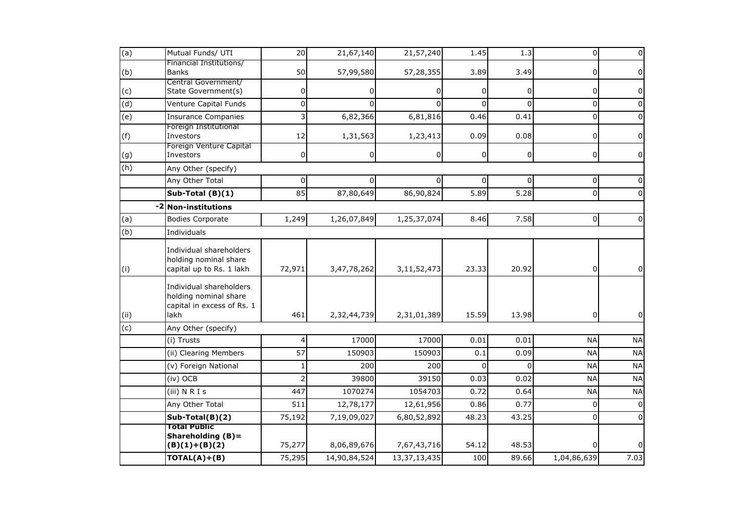| (a) | Mutual Funds/ UTI | 20 | 21,67,140 | 21,57,240 | 1.45 | 1.3 | 0 | 0 |
|---|---|---|---|---|---|---|---|---|
| (b) | Financial Institutions/ Banks | 50 | 57,99,580 | 57,28,355 | 3.89 | 3.49 | 0 | 0 |
| (c) | Central Government/ State Government(s) | 0 | 0 | 0 | 0 | 0 | 0 | 0 |
| (d) | Venture Capital Funds | 0 | 0 | 0 | 0 | 0 | 0 | 0 |
| (e) | Insurance Companies | 3 | 6,82,366 | 6,81,816 | 0.46 | 0.41 | 0 | 0 |
| (f) | Foreign Institutional Investors | 12 | 1,31,563 | 1,23,413 | 0.09 | 0.08 | 0 | 0 |
| (g) | Foreign Venture Capital Investors | 0 | 0 | 0 | 0 | 0 | 0 | 0 |
| (h) | Any Other (specify) | | | | | | | |
| | Any Other Total | 0 | 0 | 0 | 0 | 0 | 0 | 0 |
| | **Sub-Total (B)(1)** | 85 | 87,80,649 | 86,90,824 | 5.89 | 5.28 | 0 | 0 |
| -2 | **Non-institutions** | | | | | | | |
| (a) | Bodies Corporate | 1,249 | 1,26,07,849 | 1,25,37,074 | 8.46 | 7.58 | 0 | 0 |
| (b) | Individuals | | | | | | | |
| (i) | Individual shareholders holding nominal share capital up to Rs. 1 lakh | 72,971 | 3,47,78,262 | 3,11,52,473 | 23.33 | 20.92 | 0 | 0 |
| (ii) | Individual shareholders holding nominal share capital in excess of Rs. 1 lakh | 461 | 2,32,44,739 | 2,31,01,389 | 15.59 | 13.98 | 0 | 0 |
| (c) | Any Other (specify) | | | | | | | |
| | (i) Trusts | 4 | 17000 | 17000 | 0.01 | 0.01 | NA | NA |
| | (ii) Clearing Members | 57 | 150903 | 150903 | 0.1 | 0.09 | NA | NA |
| | (v) Foreign National | 1 | 200 | 200 | 0 | 0 | NA | NA |
| | (iv) OCB | 2 | 39800 | 39150 | 0.03 | 0.02 | NA | NA |
| | (iii) N R I s | 447 | 1070274 | 1054703 | 0.72 | 0.64 | NA | NA |
| | Any Other Total | 511 | 12,78,177 | 12,61,956 | 0.86 | 0.77 | 0 | 0 |
| | **Sub-Total(B)(2)** | 75,192 | 7,19,09,027 | 6,80,52,892 | 48.23 | 43.25 | 0 | 0 |
| | **Total Public Shareholding (B)= (B)(1)+(B)(2)** | 75,277 | 8,06,89,676 | 7,67,43,716 | 54.12 | 48.53 | 0 | 0 |
| | **TOTAL(A)+(B)** | 75,295 | 14,90,84,524 | 13,37,13,435 | 100 | 89.66 | 1,04,86,639 | 7.03 |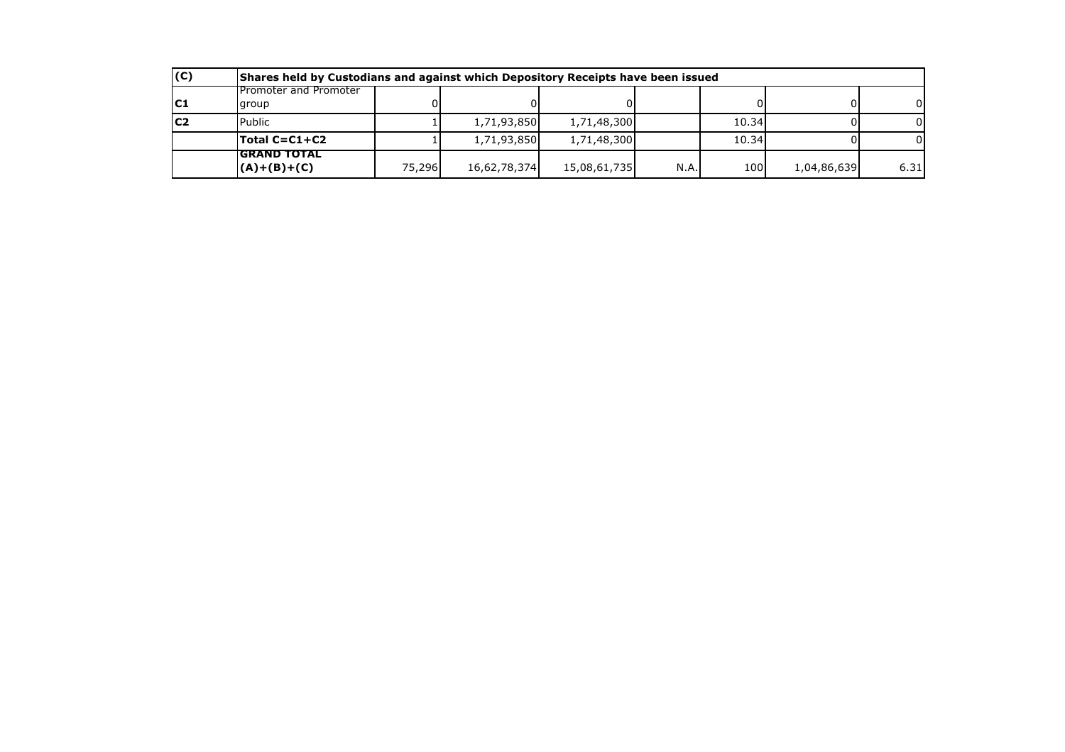| | | | | | | | | |
|---|---|---|---|---|---|---|---|---|
| **(C)** | **Shares held by Custodians and against which Depository Receipts have been issued** | | | | | | | |
| **C1** | Promoter and Promoter group | 0 | 0 | 0 | | 0 | 0 | 0 |
| **C2** | Public | 1 | 1,71,93,850 | 1,71,48,300 | | 10.34 | 0 | 0 |
| | **Total C=C1+C2** | 1 | 1,71,93,850 | 1,71,48,300 | | 10.34 | 0 | 0 |
| | **GRAND TOTAL (A)+(B)+(C)** | 75,296 | 16,62,78,374 | 15,08,61,735 | N.A. | 100 | 1,04,86,639 | 6.31 |